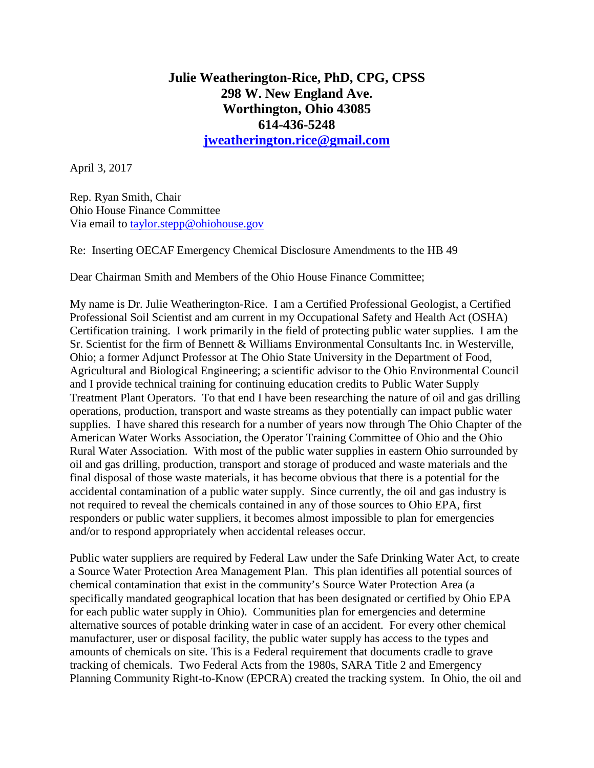**Julie Weatherington-Rice, PhD, CPG, CPSS**
**298 W. New England Ave.**
**Worthington, Ohio 43085**
**614-436-5248**
**jweatherington.rice@gmail.com**

April 3, 2017

Rep. Ryan Smith, Chair
Ohio House Finance Committee
Via email to taylor.stepp@ohiohouse.gov

Re: Inserting OECAF Emergency Chemical Disclosure Amendments to the HB 49

Dear Chairman Smith and Members of the Ohio House Finance Committee;

My name is Dr. Julie Weatherington-Rice. I am a Certified Professional Geologist, a Certified Professional Soil Scientist and am current in my Occupational Safety and Health Act (OSHA) Certification training. I work primarily in the field of protecting public water supplies. I am the Sr. Scientist for the firm of Bennett & Williams Environmental Consultants Inc. in Westerville, Ohio; a former Adjunct Professor at The Ohio State University in the Department of Food, Agricultural and Biological Engineering; a scientific advisor to the Ohio Environmental Council and I provide technical training for continuing education credits to Public Water Supply Treatment Plant Operators. To that end I have been researching the nature of oil and gas drilling operations, production, transport and waste streams as they potentially can impact public water supplies. I have shared this research for a number of years now through The Ohio Chapter of the American Water Works Association, the Operator Training Committee of Ohio and the Ohio Rural Water Association. With most of the public water supplies in eastern Ohio surrounded by oil and gas drilling, production, transport and storage of produced and waste materials and the final disposal of those waste materials, it has become obvious that there is a potential for the accidental contamination of a public water supply. Since currently, the oil and gas industry is not required to reveal the chemicals contained in any of those sources to Ohio EPA, first responders or public water suppliers, it becomes almost impossible to plan for emergencies and/or to respond appropriately when accidental releases occur.

Public water suppliers are required by Federal Law under the Safe Drinking Water Act, to create a Source Water Protection Area Management Plan. This plan identifies all potential sources of chemical contamination that exist in the community's Source Water Protection Area (a specifically mandated geographical location that has been designated or certified by Ohio EPA for each public water supply in Ohio). Communities plan for emergencies and determine alternative sources of potable drinking water in case of an accident. For every other chemical manufacturer, user or disposal facility, the public water supply has access to the types and amounts of chemicals on site. This is a Federal requirement that documents cradle to grave tracking of chemicals. Two Federal Acts from the 1980s, SARA Title 2 and Emergency Planning Community Right-to-Know (EPCRA) created the tracking system. In Ohio, the oil and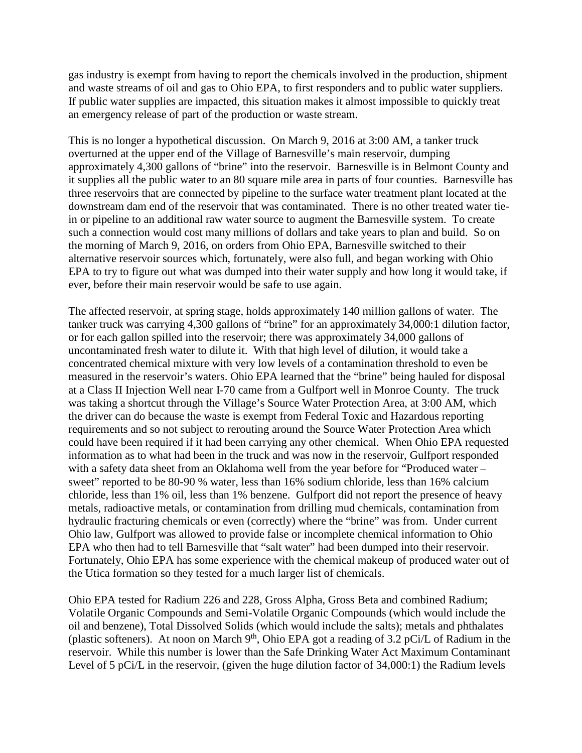gas industry is exempt from having to report the chemicals involved in the production, shipment and waste streams of oil and gas to Ohio EPA, to first responders and to public water suppliers. If public water supplies are impacted, this situation makes it almost impossible to quickly treat an emergency release of part of the production or waste stream.

This is no longer a hypothetical discussion. On March 9, 2016 at 3:00 AM, a tanker truck overturned at the upper end of the Village of Barnesville's main reservoir, dumping approximately 4,300 gallons of "brine" into the reservoir. Barnesville is in Belmont County and it supplies all the public water to an 80 square mile area in parts of four counties. Barnesville has three reservoirs that are connected by pipeline to the surface water treatment plant located at the downstream dam end of the reservoir that was contaminated. There is no other treated water tie-in or pipeline to an additional raw water source to augment the Barnesville system. To create such a connection would cost many millions of dollars and take years to plan and build. So on the morning of March 9, 2016, on orders from Ohio EPA, Barnesville switched to their alternative reservoir sources which, fortunately, were also full, and began working with Ohio EPA to try to figure out what was dumped into their water supply and how long it would take, if ever, before their main reservoir would be safe to use again.

The affected reservoir, at spring stage, holds approximately 140 million gallons of water. The tanker truck was carrying 4,300 gallons of "brine" for an approximately 34,000:1 dilution factor, or for each gallon spilled into the reservoir; there was approximately 34,000 gallons of uncontaminated fresh water to dilute it. With that high level of dilution, it would take a concentrated chemical mixture with very low levels of a contamination threshold to even be measured in the reservoir's waters. Ohio EPA learned that the "brine" being hauled for disposal at a Class II Injection Well near I-70 came from a Gulfport well in Monroe County. The truck was taking a shortcut through the Village's Source Water Protection Area, at 3:00 AM, which the driver can do because the waste is exempt from Federal Toxic and Hazardous reporting requirements and so not subject to rerouting around the Source Water Protection Area which could have been required if it had been carrying any other chemical. When Ohio EPA requested information as to what had been in the truck and was now in the reservoir, Gulfport responded with a safety data sheet from an Oklahoma well from the year before for "Produced water – sweet" reported to be 80-90 % water, less than 16% sodium chloride, less than 16% calcium chloride, less than 1% oil, less than 1% benzene. Gulfport did not report the presence of heavy metals, radioactive metals, or contamination from drilling mud chemicals, contamination from hydraulic fracturing chemicals or even (correctly) where the "brine" was from. Under current Ohio law, Gulfport was allowed to provide false or incomplete chemical information to Ohio EPA who then had to tell Barnesville that "salt water" had been dumped into their reservoir. Fortunately, Ohio EPA has some experience with the chemical makeup of produced water out of the Utica formation so they tested for a much larger list of chemicals.

Ohio EPA tested for Radium 226 and 228, Gross Alpha, Gross Beta and combined Radium; Volatile Organic Compounds and Semi-Volatile Organic Compounds (which would include the oil and benzene), Total Dissolved Solids (which would include the salts); metals and phthalates (plastic softeners). At noon on March 9th, Ohio EPA got a reading of 3.2 pCi/L of Radium in the reservoir. While this number is lower than the Safe Drinking Water Act Maximum Contaminant Level of 5 pCi/L in the reservoir, (given the huge dilution factor of 34,000:1) the Radium levels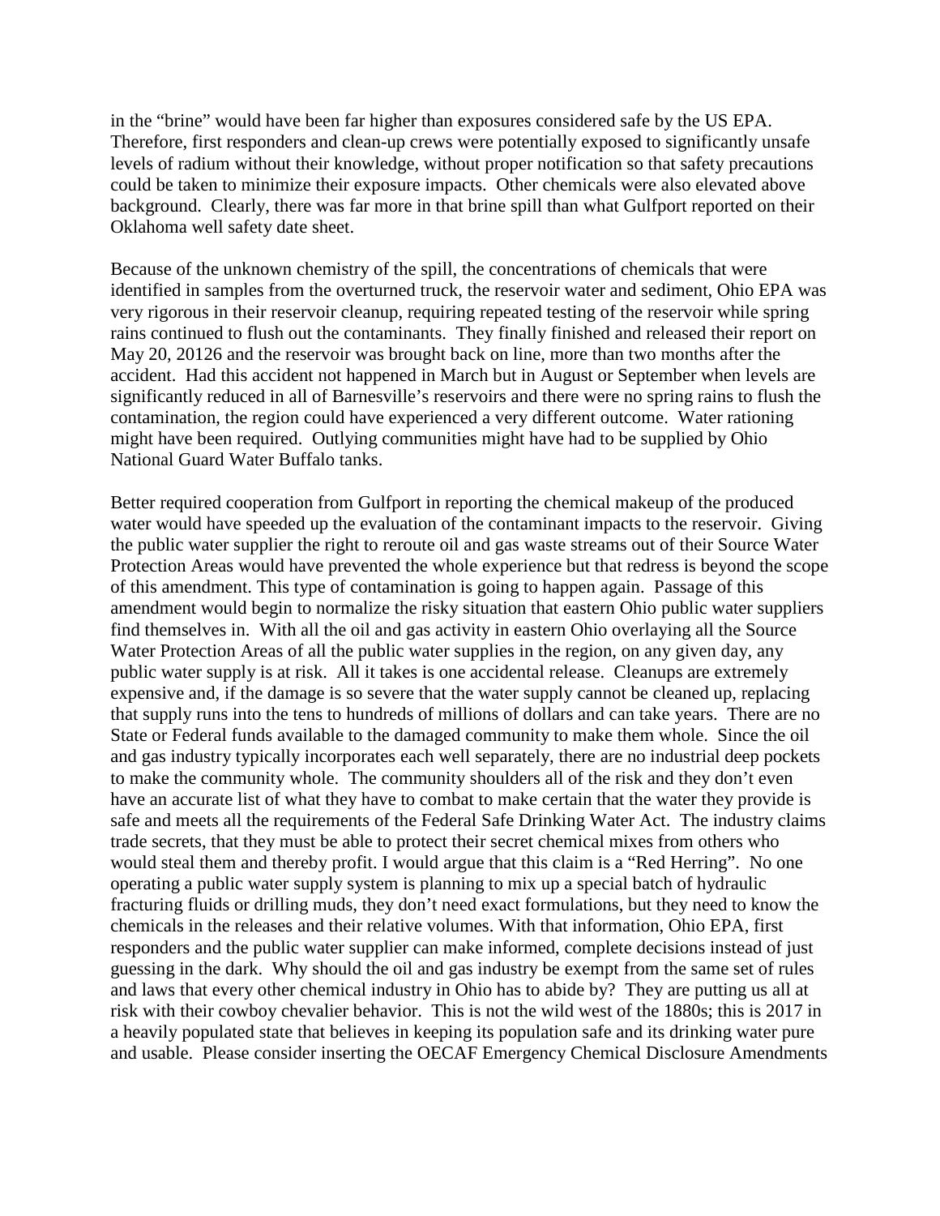in the "brine" would have been far higher than exposures considered safe by the US EPA. Therefore, first responders and clean-up crews were potentially exposed to significantly unsafe levels of radium without their knowledge, without proper notification so that safety precautions could be taken to minimize their exposure impacts. Other chemicals were also elevated above background. Clearly, there was far more in that brine spill than what Gulfport reported on their Oklahoma well safety date sheet.

Because of the unknown chemistry of the spill, the concentrations of chemicals that were identified in samples from the overturned truck, the reservoir water and sediment, Ohio EPA was very rigorous in their reservoir cleanup, requiring repeated testing of the reservoir while spring rains continued to flush out the contaminants. They finally finished and released their report on May 20, 20126 and the reservoir was brought back on line, more than two months after the accident. Had this accident not happened in March but in August or September when levels are significantly reduced in all of Barnesville's reservoirs and there were no spring rains to flush the contamination, the region could have experienced a very different outcome. Water rationing might have been required. Outlying communities might have had to be supplied by Ohio National Guard Water Buffalo tanks.

Better required cooperation from Gulfport in reporting the chemical makeup of the produced water would have speeded up the evaluation of the contaminant impacts to the reservoir. Giving the public water supplier the right to reroute oil and gas waste streams out of their Source Water Protection Areas would have prevented the whole experience but that redress is beyond the scope of this amendment. This type of contamination is going to happen again. Passage of this amendment would begin to normalize the risky situation that eastern Ohio public water suppliers find themselves in. With all the oil and gas activity in eastern Ohio overlaying all the Source Water Protection Areas of all the public water supplies in the region, on any given day, any public water supply is at risk. All it takes is one accidental release. Cleanups are extremely expensive and, if the damage is so severe that the water supply cannot be cleaned up, replacing that supply runs into the tens to hundreds of millions of dollars and can take years. There are no State or Federal funds available to the damaged community to make them whole. Since the oil and gas industry typically incorporates each well separately, there are no industrial deep pockets to make the community whole. The community shoulders all of the risk and they don't even have an accurate list of what they have to combat to make certain that the water they provide is safe and meets all the requirements of the Federal Safe Drinking Water Act. The industry claims trade secrets, that they must be able to protect their secret chemical mixes from others who would steal them and thereby profit. I would argue that this claim is a "Red Herring". No one operating a public water supply system is planning to mix up a special batch of hydraulic fracturing fluids or drilling muds, they don't need exact formulations, but they need to know the chemicals in the releases and their relative volumes. With that information, Ohio EPA, first responders and the public water supplier can make informed, complete decisions instead of just guessing in the dark. Why should the oil and gas industry be exempt from the same set of rules and laws that every other chemical industry in Ohio has to abide by? They are putting us all at risk with their cowboy chevalier behavior. This is not the wild west of the 1880s; this is 2017 in a heavily populated state that believes in keeping its population safe and its drinking water pure and usable. Please consider inserting the OECAF Emergency Chemical Disclosure Amendments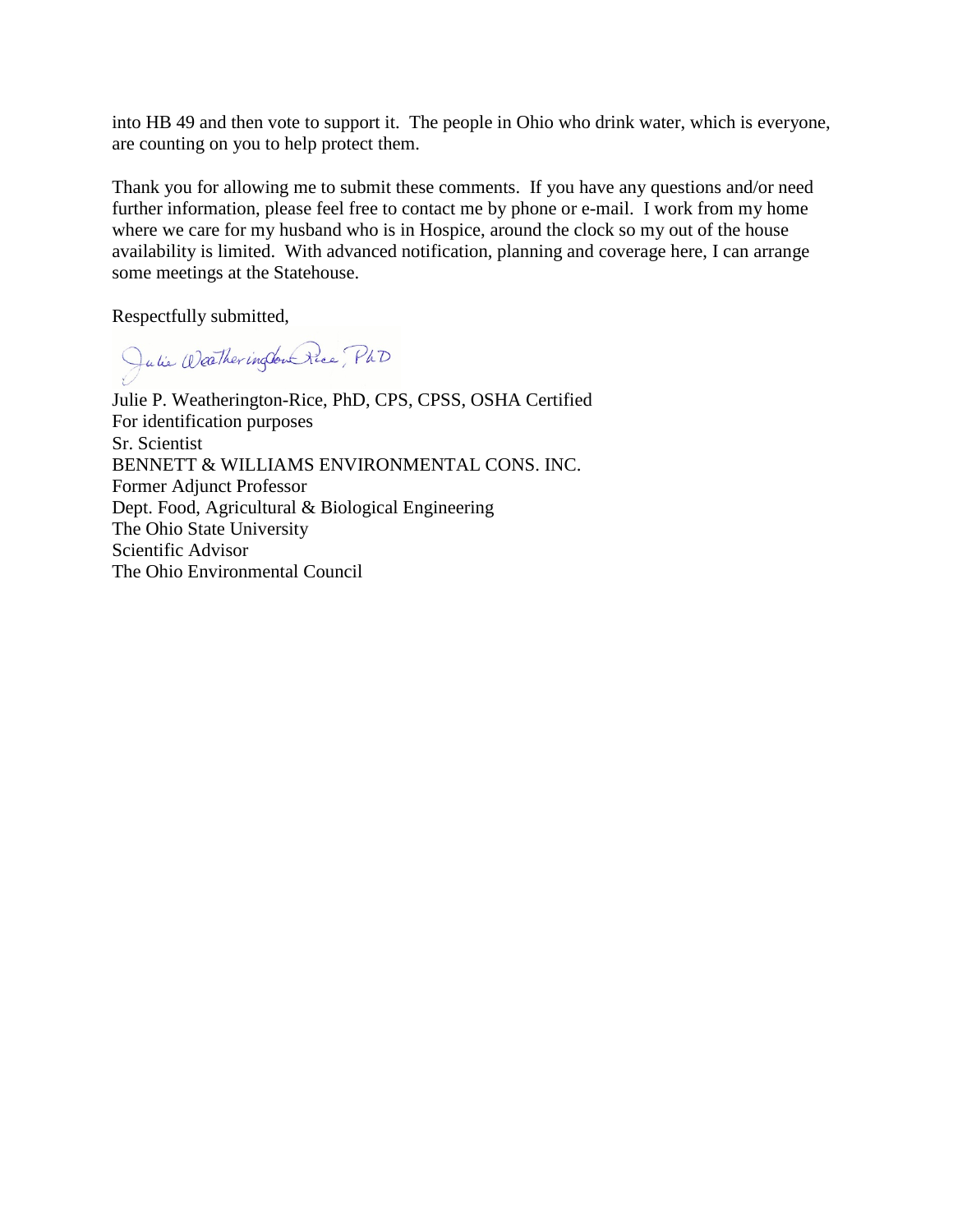into HB 49 and then vote to support it. The people in Ohio who drink water, which is everyone, are counting on you to help protect them.

Thank you for allowing me to submit these comments. If you have any questions and/or need further information, please feel free to contact me by phone or e-mail. I work from my home where we care for my husband who is in Hospice, around the clock so my out of the house availability is limited. With advanced notification, planning and coverage here, I can arrange some meetings at the Statehouse.

Respectfully submitted,

Julie Weatherington-Rice, PhD

Julie P. Weatherington-Rice, PhD, CPS, CPSS, OSHA Certified  
For identification purposes  
Sr. Scientist  
BENNETT & WILLIAMS ENVIRONMENTAL CONS. INC.  
Former Adjunct Professor  
Dept. Food, Agricultural & Biological Engineering  
The Ohio State University  
Scientific Advisor  
The Ohio Environmental Council